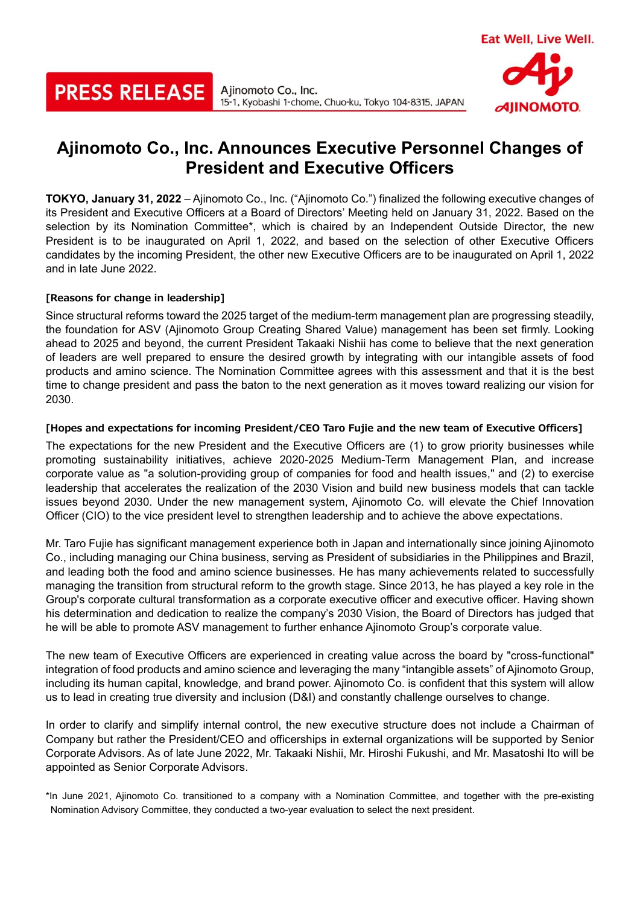PRESS RELEASE

Ajinomoto Co., Inc.
15-1, Kyobashi 1-chome, Chuo-ku, Tokyo 104-8315, JAPAN

Eat Well, Live Well.

AJINOMOTO.

# Ajinomoto Co., Inc. Announces Executive Personnel Changes of President and Executive Officers

**TOKYO, January 31, 2022** – Ajinomoto Co., Inc. ("Ajinomoto Co.") finalized the following executive changes of its President and Executive Officers at a Board of Directors' Meeting held on January 31, 2022. Based on the selection by its Nomination Committee*, which is chaired by an Independent Outside Director, the new President is to be inaugurated on April 1, 2022, and based on the selection of other Executive Officers candidates by the incoming President, the other new Executive Officers are to be inaugurated on April 1, 2022 and in late June 2022.

**[Reasons for change in leadership]**

Since structural reforms toward the 2025 target of the medium-term management plan are progressing steadily, the foundation for ASV (Ajinomoto Group Creating Shared Value) management has been set firmly. Looking ahead to 2025 and beyond, the current President Takaaki Nishii has come to believe that the next generation of leaders are well prepared to ensure the desired growth by integrating with our intangible assets of food products and amino science. The Nomination Committee agrees with this assessment and that it is the best time to change president and pass the baton to the next generation as it moves toward realizing our vision for 2030.

**[Hopes and expectations for incoming President/CEO Taro Fujie and the new team of Executive Officers]**

The expectations for the new President and the Executive Officers are (1) to grow priority businesses while promoting sustainability initiatives, achieve 2020-2025 Medium-Term Management Plan, and increase corporate value as "a solution-providing group of companies for food and health issues," and (2) to exercise leadership that accelerates the realization of the 2030 Vision and build new business models that can tackle issues beyond 2030. Under the new management system, Ajinomoto Co. will elevate the Chief Innovation Officer (CIO) to the vice president level to strengthen leadership and to achieve the above expectations.

Mr. Taro Fujie has significant management experience both in Japan and internationally since joining Ajinomoto Co., including managing our China business, serving as President of subsidiaries in the Philippines and Brazil, and leading both the food and amino science businesses. He has many achievements related to successfully managing the transition from structural reform to the growth stage. Since 2013, he has played a key role in the Group's corporate cultural transformation as a corporate executive officer and executive officer. Having shown his determination and dedication to realize the company's 2030 Vision, the Board of Directors has judged that he will be able to promote ASV management to further enhance Ajinomoto Group's corporate value.

The new team of Executive Officers are experienced in creating value across the board by "cross-functional" integration of food products and amino science and leveraging the many "intangible assets" of Ajinomoto Group, including its human capital, knowledge, and brand power. Ajinomoto Co. is confident that this system will allow us to lead in creating true diversity and inclusion (D&I) and constantly challenge ourselves to change.

In order to clarify and simplify internal control, the new executive structure does not include a Chairman of Company but rather the President/CEO and officerships in external organizations will be supported by Senior Corporate Advisors. As of late June 2022, Mr. Takaaki Nishii, Mr. Hiroshi Fukushi, and Mr. Masatoshi Ito will be appointed as Senior Corporate Advisors.

*In June 2021, Ajinomoto Co. transitioned to a company with a Nomination Committee, and together with the pre-existing Nomination Advisory Committee, they conducted a two-year evaluation to select the next president.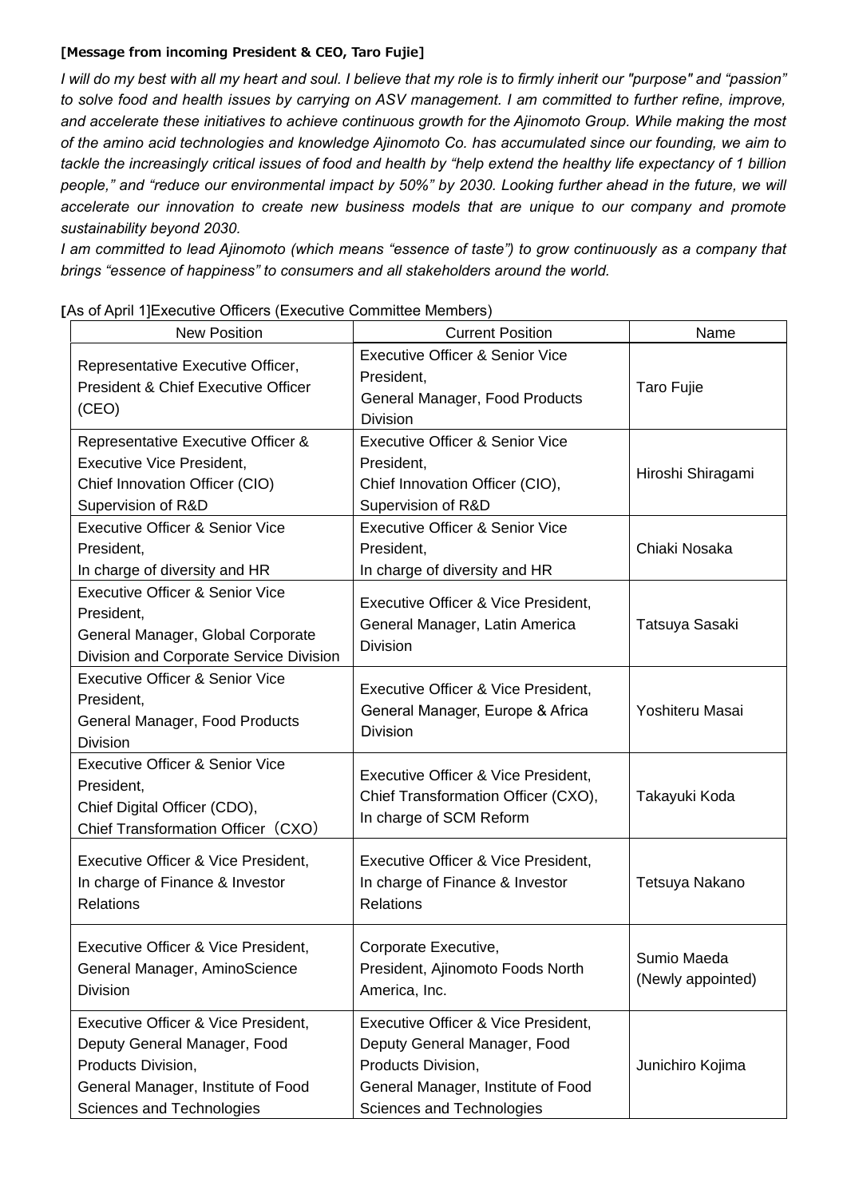**[Message from incoming President & CEO, Taro Fujie]**

*I will do my best with all my heart and soul. I believe that my role is to firmly inherit our "purpose" and "passion" to solve food and health issues by carrying on ASV management. I am committed to further refine, improve, and accelerate these initiatives to achieve continuous growth for the Ajinomoto Group. While making the most of the amino acid technologies and knowledge Ajinomoto Co. has accumulated since our founding, we aim to tackle the increasingly critical issues of food and health by "help extend the healthy life expectancy of 1 billion people," and "reduce our environmental impact by 50%" by 2030. Looking further ahead in the future, we will accelerate our innovation to create new business models that are unique to our company and promote sustainability beyond 2030.*

*I am committed to lead Ajinomoto (which means "essence of taste") to grow continuously as a company that brings "essence of happiness" to consumers and all stakeholders around the world.*

**[**As of April 1]Executive Officers (Executive Committee Members)

| New Position | Current Position | Name |
|---|---|---|
| Representative Executive Officer, President & Chief Executive Officer (CEO) | Executive Officer & Senior Vice President, General Manager, Food Products Division | Taro Fujie |
| Representative Executive Officer & Executive Vice President, Chief Innovation Officer (CIO) Supervision of R&D | Executive Officer & Senior Vice President, Chief Innovation Officer (CIO), Supervision of R&D | Hiroshi Shiragami |
| Executive Officer & Senior Vice President, In charge of diversity and HR | Executive Officer & Senior Vice President, In charge of diversity and HR | Chiaki Nosaka |
| Executive Officer & Senior Vice President, General Manager, Global Corporate Division and Corporate Service Division | Executive Officer & Vice President, General Manager, Latin America Division | Tatsuya Sasaki |
| Executive Officer & Senior Vice President, General Manager, Food Products Division | Executive Officer & Vice President, General Manager, Europe & Africa Division | Yoshiteru Masai |
| Executive Officer & Senior Vice President, Chief Digital Officer (CDO), Chief Transformation Officer（CXO） | Executive Officer & Vice President, Chief Transformation Officer (CXO), In charge of SCM Reform | Takayuki Koda |
| Executive Officer & Vice President, In charge of Finance & Investor Relations | Executive Officer & Vice President, In charge of Finance & Investor Relations | Tetsuya Nakano |
| Executive Officer & Vice President, General Manager, AminoScience Division | Corporate Executive, President, Ajinomoto Foods North America, Inc. | Sumio Maeda (Newly appointed) |
| Executive Officer & Vice President, Deputy General Manager, Food Products Division, General Manager, Institute of Food Sciences and Technologies | Executive Officer & Vice President, Deputy General Manager, Food Products Division, General Manager, Institute of Food Sciences and Technologies | Junichiro Kojima |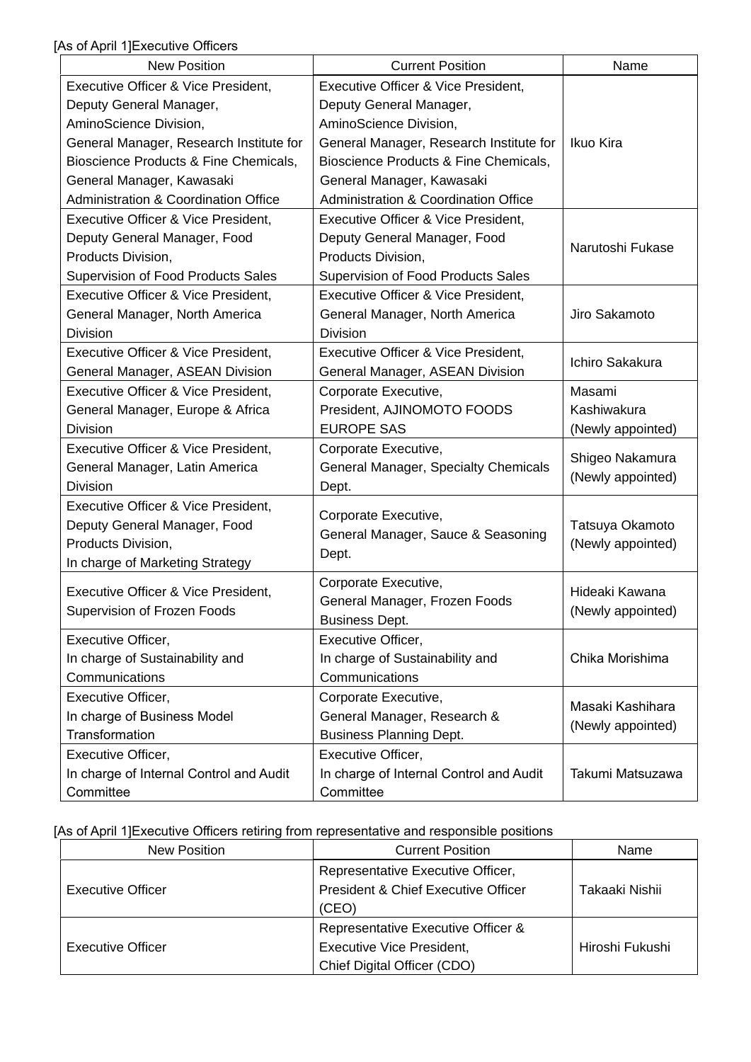[As of April 1]Executive Officers

| New Position | Current Position | Name |
| --- | --- | --- |
| Executive Officer & Vice President, Deputy General Manager, AminoScience Division, General Manager, Research Institute for Bioscience Products & Fine Chemicals, General Manager, Kawasaki Administration & Coordination Office | Executive Officer & Vice President, Deputy General Manager, AminoScience Division, General Manager, Research Institute for Bioscience Products & Fine Chemicals, General Manager, Kawasaki Administration & Coordination Office | Ikuo Kira |
| Executive Officer & Vice President, Deputy General Manager, Food Products Division, Supervision of Food Products Sales | Executive Officer & Vice President, Deputy General Manager, Food Products Division, Supervision of Food Products Sales | Narutoshi Fukase |
| Executive Officer & Vice President, General Manager, North America Division | Executive Officer & Vice President, General Manager, North America Division | Jiro Sakamoto |
| Executive Officer & Vice President, General Manager, ASEAN Division | Executive Officer & Vice President, General Manager, ASEAN Division | Ichiro Sakakura |
| Executive Officer & Vice President, General Manager, Europe & Africa Division | Corporate Executive, President, AJINOMOTO FOODS EUROPE SAS | Masami Kashiwakura (Newly appointed) |
| Executive Officer & Vice President, General Manager, Latin America Division | Corporate Executive, General Manager, Specialty Chemicals Dept. | Shigeo Nakamura (Newly appointed) |
| Executive Officer & Vice President, Deputy General Manager, Food Products Division, In charge of Marketing Strategy | Corporate Executive, General Manager, Sauce & Seasoning Dept. | Tatsuya Okamoto (Newly appointed) |
| Executive Officer & Vice President, Supervision of Frozen Foods | Corporate Executive, General Manager, Frozen Foods Business Dept. | Hideaki Kawana (Newly appointed) |
| Executive Officer, In charge of Sustainability and Communications | Executive Officer, In charge of Sustainability and Communications | Chika Morishima |
| Executive Officer, In charge of Business Model Transformation | Corporate Executive, General Manager, Research & Business Planning Dept. | Masaki Kashihara (Newly appointed) |
| Executive Officer, In charge of Internal Control and Audit Committee | Executive Officer, In charge of Internal Control and Audit Committee | Takumi Matsuzawa |

[As of April 1]Executive Officers retiring from representative and responsible positions

| New Position | Current Position | Name |
| --- | --- | --- |
| Executive Officer | Representative Executive Officer, President & Chief Executive Officer (CEO) | Takaaki Nishii |
| Executive Officer | Representative Executive Officer & Executive Vice President, Chief Digital Officer (CDO) | Hiroshi Fukushi |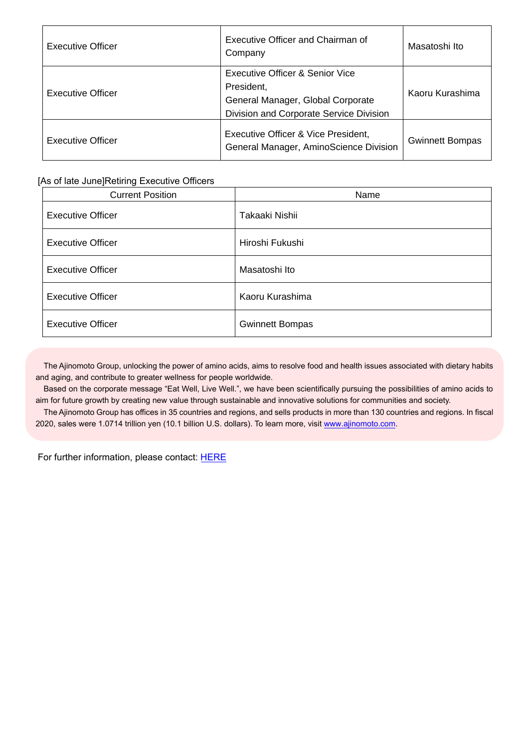| | | |
|---|---|---|
| Executive Officer | Executive Officer and Chairman of Company | Masatoshi Ito |
| Executive Officer | Executive Officer & Senior Vice President,<br>General Manager, Global Corporate Division and Corporate Service Division | Kaoru Kurashima |
| Executive Officer | Executive Officer & Vice President,<br>General Manager, AminoScience Division | Gwinnett Bompas |

[As of late June]Retiring Executive Officers

| Current Position | Name |
|---|---|
| Executive Officer | Takaaki Nishii |
| Executive Officer | Hiroshi Fukushi |
| Executive Officer | Masatoshi Ito |
| Executive Officer | Kaoru Kurashima |
| Executive Officer | Gwinnett Bompas |

The Ajinomoto Group, unlocking the power of amino acids, aims to resolve food and health issues associated with dietary habits and aging, and contribute to greater wellness for people worldwide.

Based on the corporate message "Eat Well, Live Well.", we have been scientifically pursuing the possibilities of amino acids to aim for future growth by creating new value through sustainable and innovative solutions for communities and society.

The Ajinomoto Group has offices in 35 countries and regions, and sells products in more than 130 countries and regions. In fiscal 2020, sales were 1.0714 trillion yen (10.1 billion U.S. dollars). To learn more, visit www.ajinomoto.com.

For further information, please contact: HERE